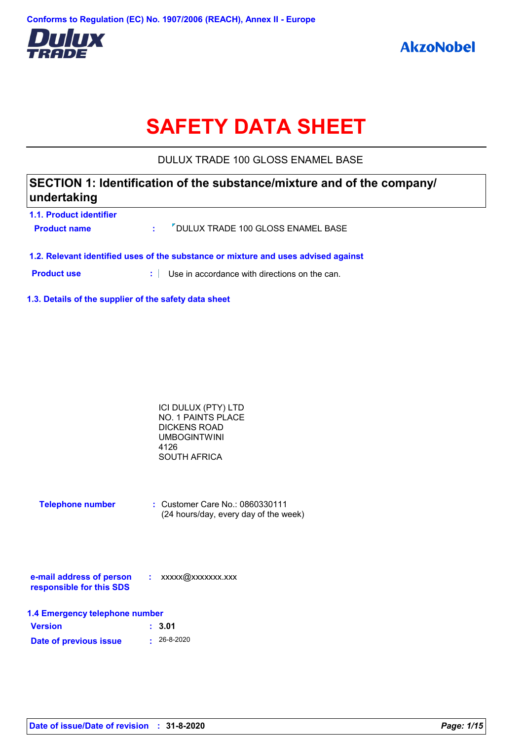Conforms to Regulation (EC) No. 1907/2006 (REACH), Annex II - Europe

# SAFETY DATA SHEET

DULUX TRADE 100 GLOSS ENAMEL BASE

## SECTION 1: Identification of the substance/mixture and of the company/undertaking

### 1.1. Product identifier

**Product name** : DULUX TRADE 100 GLOSS ENAMEL BASE

### 1.2. Relevant identified uses of the substance or mixture and uses advised against

**Product use** : Use in accordance with directions on the can.

### 1.3. Details of the supplier of the safety data sheet

ICI DULUX (PTY) LTD
NO. 1 PAINTS PLACE
DICKENS ROAD
UMBOGINTWINI
4126
SOUTH AFRICA

**Telephone number** : Customer Care No.: 0860330111
(24 hours/day, every day of the week)

**e-mail address of person responsible for this SDS** : xxxxx@xxxxxxx.xxx

### 1.4 Emergency telephone number

**Version** : **3.01**

**Date of previous issue** : 26-8-2020

**Date of issue/Date of revision** : **31-8-2020**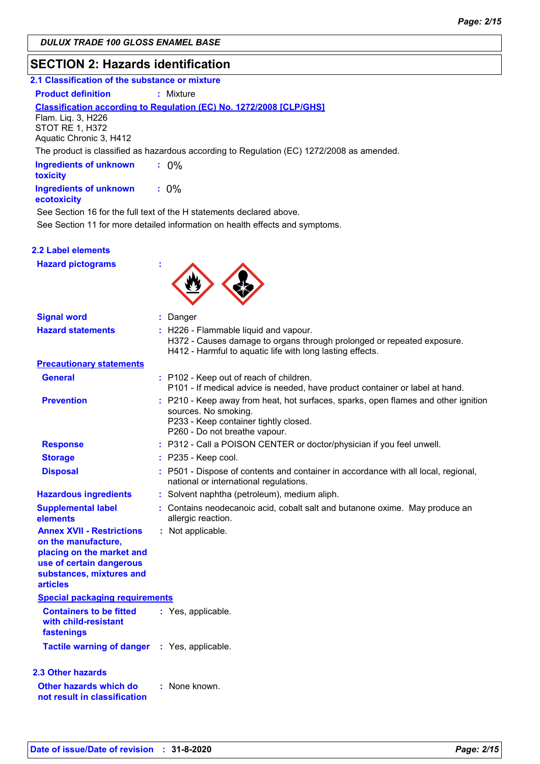## SECTION 2: Hazards identification

### 2.1 Classification of the substance or mixture

**Product definition** : Mixture

**Classification according to Regulation (EC) No. 1272/2008 [CLP/GHS]**

Flam. Liq. 3, H226
STOT RE 1, H372
Aquatic Chronic 3, H412

The product is classified as hazardous according to Regulation (EC) 1272/2008 as amended.

**Ingredients of unknown toxicity** : 0%

**Ingredients of unknown ecotoxicity** : 0%

See Section 16 for the full text of the H statements declared above.

See Section 11 for more detailed information on health effects and symptoms.

### 2.2 Label elements

**Hazard pictograms** :

**Signal word** : Danger

**Hazard statements** : H226 - Flammable liquid and vapour.
H372 - Causes damage to organs through prolonged or repeated exposure.
H412 - Harmful to aquatic life with long lasting effects.

**Precautionary statements**

**General** : P102 - Keep out of reach of children.
P101 - If medical advice is needed, have product container or label at hand.

**Prevention** : P210 - Keep away from heat, hot surfaces, sparks, open flames and other ignition sources. No smoking.
P233 - Keep container tightly closed.
P260 - Do not breathe vapour.

**Response** : P312 - Call a POISON CENTER or doctor/physician if you feel unwell.

**Storage** : P235 - Keep cool.

**Disposal** : P501 - Dispose of contents and container in accordance with all local, regional, national or international regulations.

**Hazardous ingredients** : Solvent naphtha (petroleum), medium aliph.

**Supplemental label elements** : Contains neodecanoic acid, cobalt salt and butanone oxime. May produce an allergic reaction.

**Annex XVII - Restrictions on the manufacture, placing on the market and use of certain dangerous substances, mixtures and articles** : Not applicable.

**Special packaging requirements**

**Containers to be fitted with child-resistant fastenings** : Yes, applicable.

**Tactile warning of danger** : Yes, applicable.

### 2.3 Other hazards

**Other hazards which do not result in classification** : None known.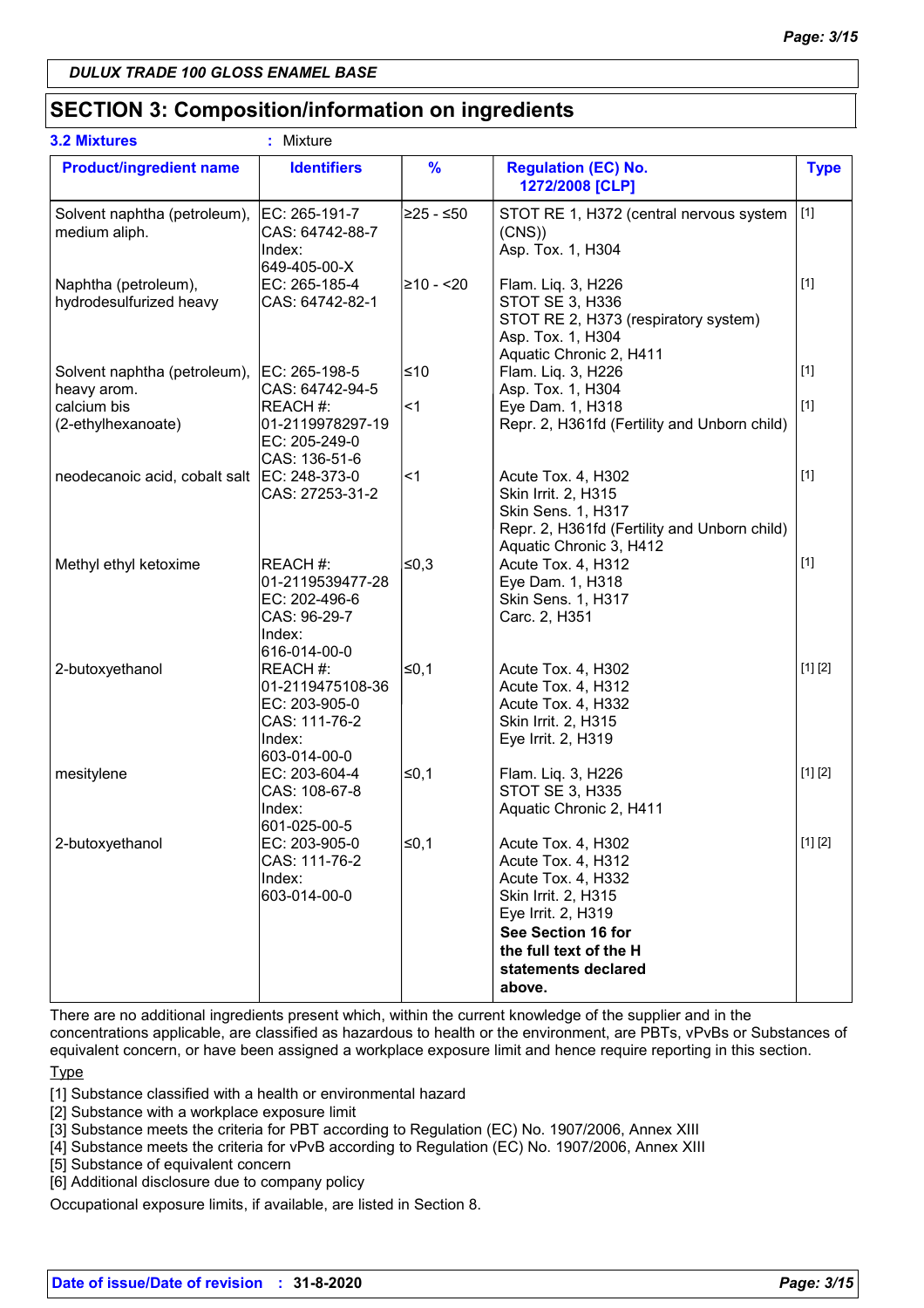**DULUX TRADE 100 GLOSS ENAMEL BASE**

## SECTION 3: Composition/information on ingredients

**3.2 Mixtures** : Mixture

| Product/ingredient name | Identifiers | % | Regulation (EC) No. 1272/2008 [CLP] | Type |
|---|---|---|---|---|
| Solvent naphtha (petroleum), medium aliph. | EC: 265-191-7<br>CAS: 64742-88-7<br>Index: 649-405-00-X | ≥25 - ≤50 | STOT RE 1, H372 (central nervous system (CNS))<br>Asp. Tox. 1, H304 | [1] |
| Naphtha (petroleum), hydrodesulfurized heavy | EC: 265-185-4<br>CAS: 64742-82-1 | ≥10 - <20 | Flam. Liq. 3, H226<br>STOT SE 3, H336<br>STOT RE 2, H373 (respiratory system)<br>Asp. Tox. 1, H304<br>Aquatic Chronic 2, H411 | [1] |
| Solvent naphtha (petroleum), heavy arom. | EC: 265-198-5<br>CAS: 64742-94-5 | ≤10 | Flam. Liq. 3, H226<br>Asp. Tox. 1, H304 | [1] |
| calcium bis (2-ethylhexanoate) | REACH #: 01-2119978297-19<br>EC: 205-249-0<br>CAS: 136-51-6 | <1 | Eye Dam. 1, H318<br>Repr. 2, H361fd (Fertility and Unborn child) | [1] |
| neodecanoic acid, cobalt salt | EC: 248-373-0<br>CAS: 27253-31-2 | <1 | Acute Tox. 4, H302<br>Skin Irrit. 2, H315<br>Skin Sens. 1, H317<br>Repr. 2, H361fd (Fertility and Unborn child)<br>Aquatic Chronic 3, H412 | [1] |
| Methyl ethyl ketoxime | REACH #: 01-2119539477-28<br>EC: 202-496-6<br>CAS: 96-29-7<br>Index: 616-014-00-0 | ≤0,3 | Acute Tox. 4, H312<br>Eye Dam. 1, H318<br>Skin Sens. 1, H317<br>Carc. 2, H351 | [1] |
| 2-butoxyethanol | REACH #: 01-2119475108-36<br>EC: 203-905-0<br>CAS: 111-76-2<br>Index: 603-014-00-0 | ≤0,1 | Acute Tox. 4, H302<br>Acute Tox. 4, H312<br>Acute Tox. 4, H332<br>Skin Irrit. 2, H315<br>Eye Irrit. 2, H319 | [1] [2] |
| mesitylene | EC: 203-604-4<br>CAS: 108-67-8<br>Index: 601-025-00-5 | ≤0,1 | Flam. Liq. 3, H226<br>STOT SE 3, H335<br>Aquatic Chronic 2, H411 | [1] [2] |
| 2-butoxyethanol | EC: 203-905-0<br>CAS: 111-76-2<br>Index: 603-014-00-0 | ≤0,1 | Acute Tox. 4, H302<br>Acute Tox. 4, H312<br>Acute Tox. 4, H332<br>Skin Irrit. 2, H315<br>Eye Irrit. 2, H319<br>**See Section 16 for the full text of the H statements declared above.** | [1] [2] |

There are no additional ingredients present which, within the current knowledge of the supplier and in the concentrations applicable, are classified as hazardous to health or the environment, are PBTs, vPvBs or Substances of equivalent concern, or have been assigned a workplace exposure limit and hence require reporting in this section.

Type

[1] Substance classified with a health or environmental hazard
[2] Substance with a workplace exposure limit
[3] Substance meets the criteria for PBT according to Regulation (EC) No. 1907/2006, Annex XIII
[4] Substance meets the criteria for vPvB according to Regulation (EC) No. 1907/2006, Annex XIII
[5] Substance of equivalent concern
[6] Additional disclosure due to company policy

Occupational exposure limits, if available, are listed in Section 8.

**Date of issue/Date of revision : 31-8-2020**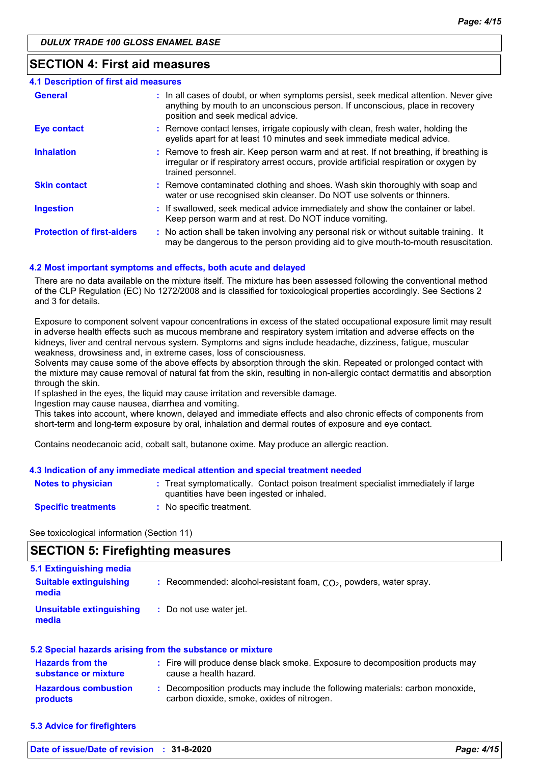## SECTION 4: First aid measures

### 4.1 Description of first aid measures

| | |
|---|---|
| **General** | : In all cases of doubt, or when symptoms persist, seek medical attention. Never give anything by mouth to an unconscious person. If unconscious, place in recovery position and seek medical advice. |
| **Eye contact** | : Remove contact lenses, irrigate copiously with clean, fresh water, holding the eyelids apart for at least 10 minutes and seek immediate medical advice. |
| **Inhalation** | : Remove to fresh air. Keep person warm and at rest. If not breathing, if breathing is irregular or if respiratory arrest occurs, provide artificial respiration or oxygen by trained personnel. |
| **Skin contact** | : Remove contaminated clothing and shoes. Wash skin thoroughly with soap and water or use recognised skin cleanser. Do NOT use solvents or thinners. |
| **Ingestion** | : If swallowed, seek medical advice immediately and show the container or label. Keep person warm and at rest. Do NOT induce vomiting. |
| **Protection of first-aiders** | : No action shall be taken involving any personal risk or without suitable training. It may be dangerous to the person providing aid to give mouth-to-mouth resuscitation. |

### 4.2 Most important symptoms and effects, both acute and delayed

There are no data available on the mixture itself. The mixture has been assessed following the conventional method of the CLP Regulation (EC) No 1272/2008 and is classified for toxicological properties accordingly. See Sections 2 and 3 for details.

Exposure to component solvent vapour concentrations in excess of the stated occupational exposure limit may result in adverse health effects such as mucous membrane and respiratory system irritation and adverse effects on the kidneys, liver and central nervous system. Symptoms and signs include headache, dizziness, fatigue, muscular weakness, drowsiness and, in extreme cases, loss of consciousness.
Solvents may cause some of the above effects by absorption through the skin. Repeated or prolonged contact with the mixture may cause removal of natural fat from the skin, resulting in non-allergic contact dermatitis and absorption through the skin.
If splashed in the eyes, the liquid may cause irritation and reversible damage.
Ingestion may cause nausea, diarrhea and vomiting.
This takes into account, where known, delayed and immediate effects and also chronic effects of components from short-term and long-term exposure by oral, inhalation and dermal routes of exposure and eye contact.

Contains neodecanoic acid, cobalt salt, butanone oxime. May produce an allergic reaction.

### 4.3 Indication of any immediate medical attention and special treatment needed

| | |
|---|---|
| **Notes to physician** | : Treat symptomatically. Contact poison treatment specialist immediately if large quantities have been ingested or inhaled. |
| **Specific treatments** | : No specific treatment. |

See toxicological information (Section 11)

## SECTION 5: Firefighting measures

### 5.1 Extinguishing media

| | |
|---|---|
| **Suitable extinguishing media** | : Recommended: alcohol-resistant foam, $CO_2$, powders, water spray. |
| **Unsuitable extinguishing media** | : Do not use water jet. |

### 5.2 Special hazards arising from the substance or mixture

| | |
|---|---|
| **Hazards from the substance or mixture** | : Fire will produce dense black smoke. Exposure to decomposition products may cause a health hazard. |
| **Hazardous combustion products** | : Decomposition products may include the following materials: carbon monoxide, carbon dioxide, smoke, oxides of nitrogen. |

### 5.3 Advice for firefighters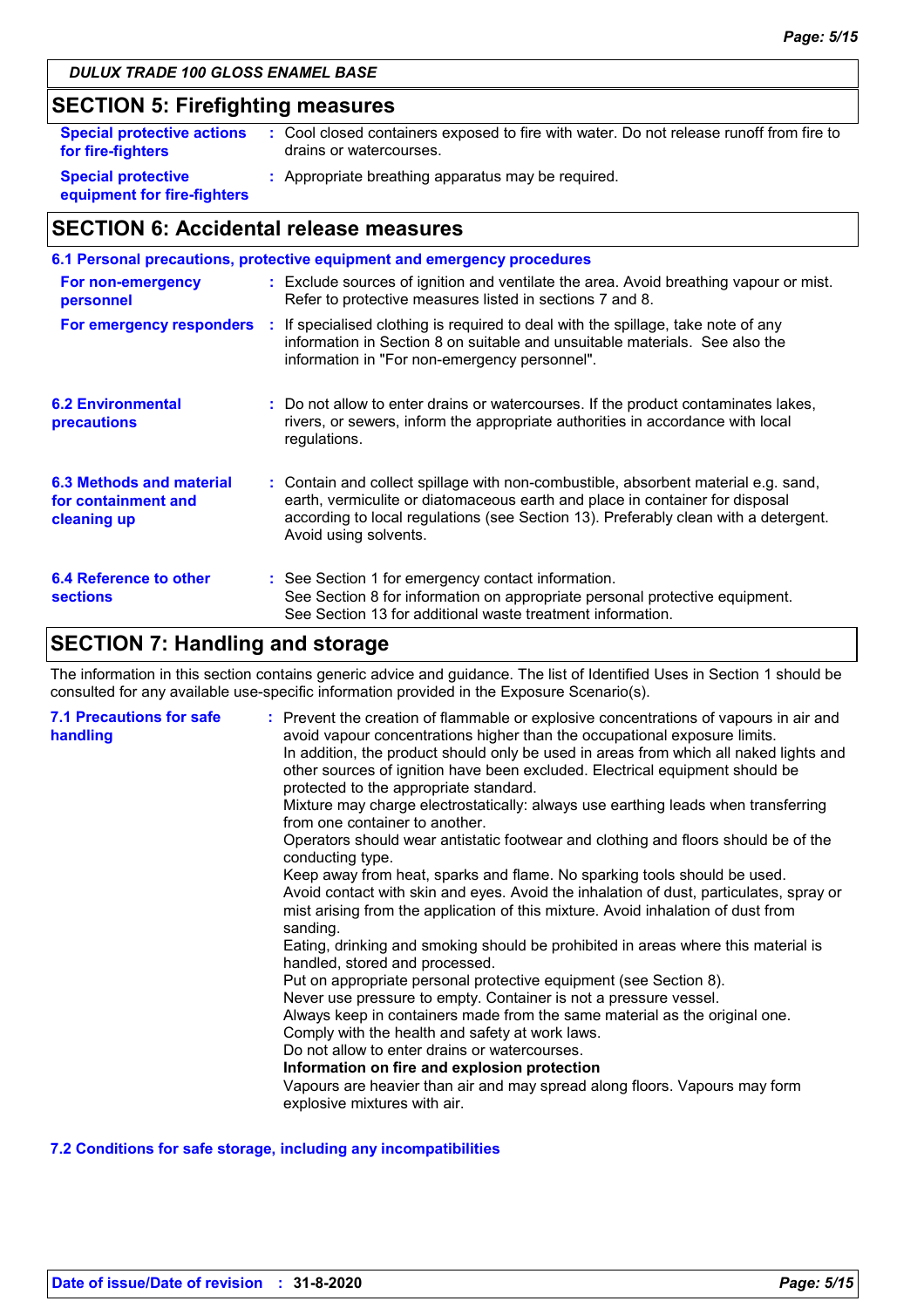## SECTION 5: Firefighting measures

**Special protective actions for fire-fighters** : Cool closed containers exposed to fire with water. Do not release runoff from fire to drains or watercourses.

**Special protective equipment for fire-fighters** : Appropriate breathing apparatus may be required.

## SECTION 6: Accidental release measures

### 6.1 Personal precautions, protective equipment and emergency procedures

**For non-emergency personnel** : Exclude sources of ignition and ventilate the area. Avoid breathing vapour or mist. Refer to protective measures listed in sections 7 and 8.

**For emergency responders** : If specialised clothing is required to deal with the spillage, take note of any information in Section 8 on suitable and unsuitable materials. See also the information in "For non-emergency personnel".

**6.2 Environmental precautions** : Do not allow to enter drains or watercourses. If the product contaminates lakes, rivers, or sewers, inform the appropriate authorities in accordance with local regulations.

**6.3 Methods and material for containment and cleaning up** : Contain and collect spillage with non-combustible, absorbent material e.g. sand, earth, vermiculite or diatomaceous earth and place in container for disposal according to local regulations (see Section 13). Preferably clean with a detergent. Avoid using solvents.

**6.4 Reference to other sections** : See Section 1 for emergency contact information.
See Section 8 for information on appropriate personal protective equipment.
See Section 13 for additional waste treatment information.

## SECTION 7: Handling and storage

The information in this section contains generic advice and guidance. The list of Identified Uses in Section 1 should be consulted for any available use-specific information provided in the Exposure Scenario(s).

**7.1 Precautions for safe handling** : Prevent the creation of flammable or explosive concentrations of vapours in air and avoid vapour concentrations higher than the occupational exposure limits.
In addition, the product should only be used in areas from which all naked lights and other sources of ignition have been excluded. Electrical equipment should be protected to the appropriate standard.
Mixture may charge electrostatically: always use earthing leads when transferring from one container to another.
Operators should wear antistatic footwear and clothing and floors should be of the conducting type.
Keep away from heat, sparks and flame. No sparking tools should be used.
Avoid contact with skin and eyes. Avoid the inhalation of dust, particulates, spray or mist arising from the application of this mixture. Avoid inhalation of dust from sanding.
Eating, drinking and smoking should be prohibited in areas where this material is handled, stored and processed.
Put on appropriate personal protective equipment (see Section 8).
Never use pressure to empty. Container is not a pressure vessel.
Always keep in containers made from the same material as the original one.
Comply with the health and safety at work laws.
Do not allow to enter drains or watercourses.
**Information on fire and explosion protection**
Vapours are heavier than air and may spread along floors. Vapours may form explosive mixtures with air.

### 7.2 Conditions for safe storage, including any incompatibilities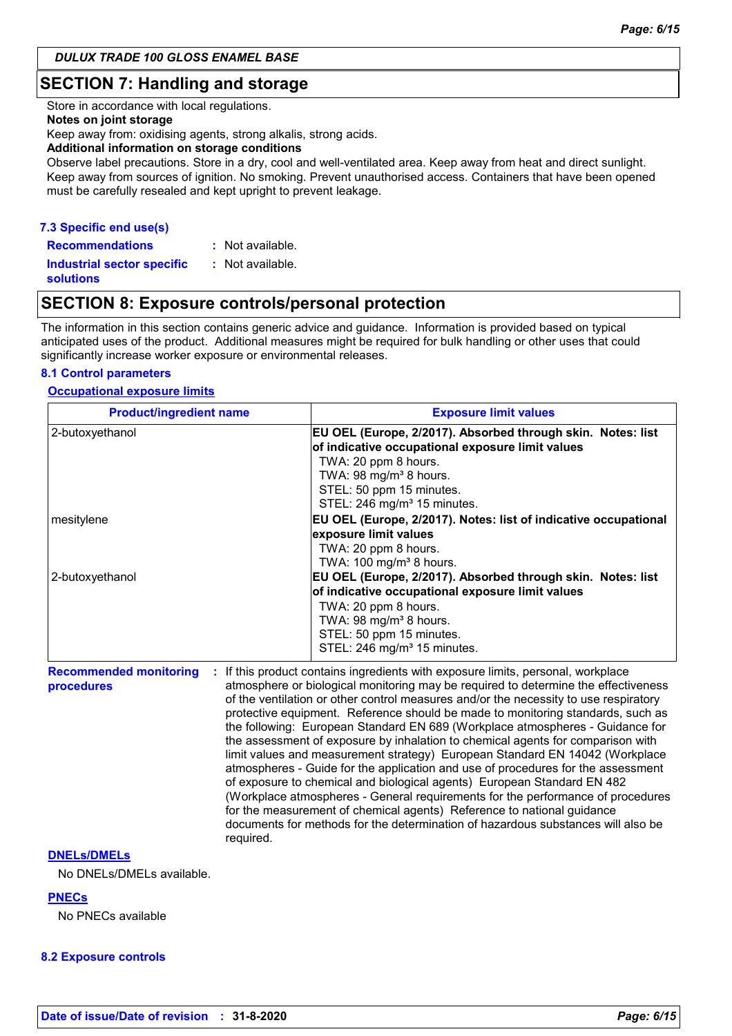## SECTION 7: Handling and storage

Store in accordance with local regulations.

**Notes on joint storage**

Keep away from: oxidising agents, strong alkalis, strong acids.

**Additional information on storage conditions**

Observe label precautions. Store in a dry, cool and well-ventilated area. Keep away from heat and direct sunlight. Keep away from sources of ignition. No smoking. Prevent unauthorised access. Containers that have been opened must be carefully resealed and kept upright to prevent leakage.

### 7.3 Specific end use(s)

**Recommendations** : Not available.

**Industrial sector specific solutions** : Not available.

## SECTION 8: Exposure controls/personal protection

The information in this section contains generic advice and guidance. Information is provided based on typical anticipated uses of the product. Additional measures might be required for bulk handling or other uses that could significantly increase worker exposure or environmental releases.

### 8.1 Control parameters

**Occupational exposure limits**

| Product/ingredient name | Exposure limit values |
|---|---|
| 2-butoxyethanol | **EU OEL (Europe, 2/2017). Absorbed through skin. Notes: list of indicative occupational exposure limit values**<br>TWA: 20 ppm 8 hours.<br>TWA: 98 mg/m³ 8 hours.<br>STEL: 50 ppm 15 minutes.<br>STEL: 246 mg/m³ 15 minutes. |
| mesitylene | **EU OEL (Europe, 2/2017). Notes: list of indicative occupational exposure limit values**<br>TWA: 20 ppm 8 hours.<br>TWA: 100 mg/m³ 8 hours. |
| 2-butoxyethanol | **EU OEL (Europe, 2/2017). Absorbed through skin. Notes: list of indicative occupational exposure limit values**<br>TWA: 20 ppm 8 hours.<br>TWA: 98 mg/m³ 8 hours.<br>STEL: 50 ppm 15 minutes.<br>STEL: 246 mg/m³ 15 minutes. |

**Recommended monitoring procedures** : If this product contains ingredients with exposure limits, personal, workplace atmosphere or biological monitoring may be required to determine the effectiveness of the ventilation or other control measures and/or the necessity to use respiratory protective equipment. Reference should be made to monitoring standards, such as the following: European Standard EN 689 (Workplace atmospheres - Guidance for the assessment of exposure by inhalation to chemical agents for comparison with limit values and measurement strategy) European Standard EN 14042 (Workplace atmospheres - Guide for the application and use of procedures for the assessment of exposure to chemical and biological agents) European Standard EN 482 (Workplace atmospheres - General requirements for the performance of procedures for the measurement of chemical agents) Reference to national guidance documents for methods for the determination of hazardous substances will also be required.

**DNELs/DMELs**

No DNELs/DMELs available.

**PNECs**

No PNECs available

### 8.2 Exposure controls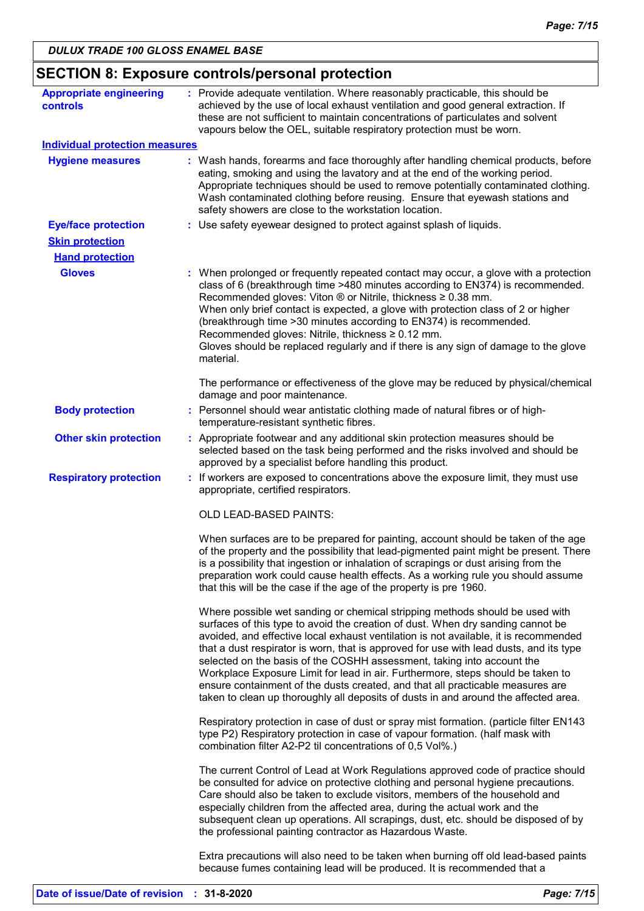## SECTION 8: Exposure controls/personal protection

**Appropriate engineering controls** : Provide adequate ventilation. Where reasonably practicable, this should be achieved by the use of local exhaust ventilation and good general extraction. If these are not sufficient to maintain concentrations of particulates and solvent vapours below the OEL, suitable respiratory protection must be worn.

**Individual protection measures**

**Hygiene measures** : Wash hands, forearms and face thoroughly after handling chemical products, before eating, smoking and using the lavatory and at the end of the working period. Appropriate techniques should be used to remove potentially contaminated clothing. Wash contaminated clothing before reusing. Ensure that eyewash stations and safety showers are close to the workstation location.

**Eye/face protection** : Use safety eyewear designed to protect against splash of liquids.

**Skin protection**

**Hand protection**

**Gloves** : When prolonged or frequently repeated contact may occur, a glove with a protection class of 6 (breakthrough time >480 minutes according to EN374) is recommended. Recommended gloves: Viton ® or Nitrile, thickness ≥ 0.38 mm.
When only brief contact is expected, a glove with protection class of 2 or higher (breakthrough time >30 minutes according to EN374) is recommended. Recommended gloves: Nitrile, thickness ≥ 0.12 mm.
Gloves should be replaced regularly and if there is any sign of damage to the glove material.

The performance or effectiveness of the glove may be reduced by physical/chemical damage and poor maintenance.

**Body protection** : Personnel should wear antistatic clothing made of natural fibres or of high-temperature-resistant synthetic fibres.

**Other skin protection** : Appropriate footwear and any additional skin protection measures should be selected based on the task being performed and the risks involved and should be approved by a specialist before handling this product.

**Respiratory protection** : If workers are exposed to concentrations above the exposure limit, they must use appropriate, certified respirators.

OLD LEAD-BASED PAINTS:

When surfaces are to be prepared for painting, account should be taken of the age of the property and the possibility that lead-pigmented paint might be present. There is a possibility that ingestion or inhalation of scrapings or dust arising from the preparation work could cause health effects. As a working rule you should assume that this will be the case if the age of the property is pre 1960.

Where possible wet sanding or chemical stripping methods should be used with surfaces of this type to avoid the creation of dust. When dry sanding cannot be avoided, and effective local exhaust ventilation is not available, it is recommended that a dust respirator is worn, that is approved for use with lead dusts, and its type selected on the basis of the COSHH assessment, taking into account the Workplace Exposure Limit for lead in air. Furthermore, steps should be taken to ensure containment of the dusts created, and that all practicable measures are taken to clean up thoroughly all deposits of dusts in and around the affected area.

Respiratory protection in case of dust or spray mist formation. (particle filter EN143 type P2) Respiratory protection in case of vapour formation. (half mask with combination filter A2-P2 til concentrations of 0,5 Vol%.)

The current Control of Lead at Work Regulations approved code of practice should be consulted for advice on protective clothing and personal hygiene precautions. Care should also be taken to exclude visitors, members of the household and especially children from the affected area, during the actual work and the subsequent clean up operations. All scrapings, dust, etc. should be disposed of by the professional painting contractor as Hazardous Waste.

Extra precautions will also need to be taken when burning off old lead-based paints because fumes containing lead will be produced. It is recommended that a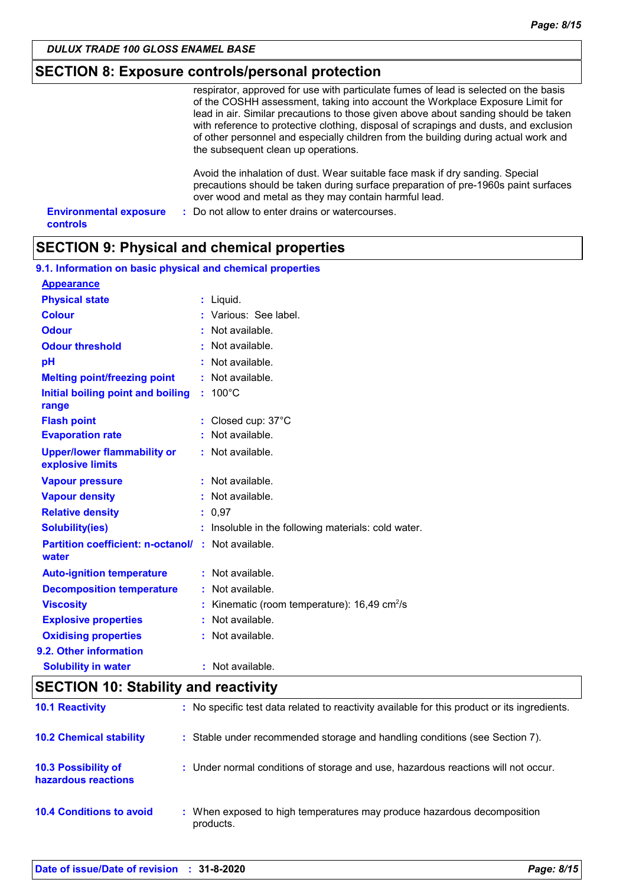## SECTION 8: Exposure controls/personal protection

respirator, approved for use with particulate fumes of lead is selected on the basis of the COSHH assessment, taking into account the Workplace Exposure Limit for lead in air. Similar precautions to those given above about sanding should be taken with reference to protective clothing, disposal of scrapings and dusts, and exclusion of other personnel and especially children from the building during actual work and the subsequent clean up operations.

Avoid the inhalation of dust. Wear suitable face mask if dry sanding. Special precautions should be taken during surface preparation of pre-1960s paint surfaces over wood and metal as they may contain harmful lead.

**Environmental exposure controls** : Do not allow to enter drains or watercourses.

## SECTION 9: Physical and chemical properties

### 9.1. Information on basic physical and chemical properties

**Appearance**

| | |
|---|---|
| **Physical state** | : Liquid. |
| **Colour** | : Various: See label. |
| **Odour** | : Not available. |
| **Odour threshold** | : Not available. |
| **pH** | : Not available. |
| **Melting point/freezing point** | : Not available. |
| **Initial boiling point and boiling range** | : 100°C |
| **Flash point** | : Closed cup: 37°C |
| **Evaporation rate** | : Not available. |
| **Upper/lower flammability or explosive limits** | : Not available. |
| **Vapour pressure** | : Not available. |
| **Vapour density** | : Not available. |
| **Relative density** | : 0,97 |
| **Solubility(ies)** | : Insoluble in the following materials: cold water. |
| **Partition coefficient: n-octanol/water** | : Not available. |
| **Auto-ignition temperature** | : Not available. |
| **Decomposition temperature** | : Not available. |
| **Viscosity** | : Kinematic (room temperature): 16,49 $cm^2/s$ |
| **Explosive properties** | : Not available. |
| **Oxidising properties** | : Not available. |

### 9.2. Other information

| | |
|---|---|
| **Solubility in water** | : Not available. |

## SECTION 10: Stability and reactivity

| | |
|---|---|
| **10.1 Reactivity** | : No specific test data related to reactivity available for this product or its ingredients. |
| **10.2 Chemical stability** | : Stable under recommended storage and handling conditions (see Section 7). |
| **10.3 Possibility of hazardous reactions** | : Under normal conditions of storage and use, hazardous reactions will not occur. |
| **10.4 Conditions to avoid** | : When exposed to high temperatures may produce hazardous decomposition products. |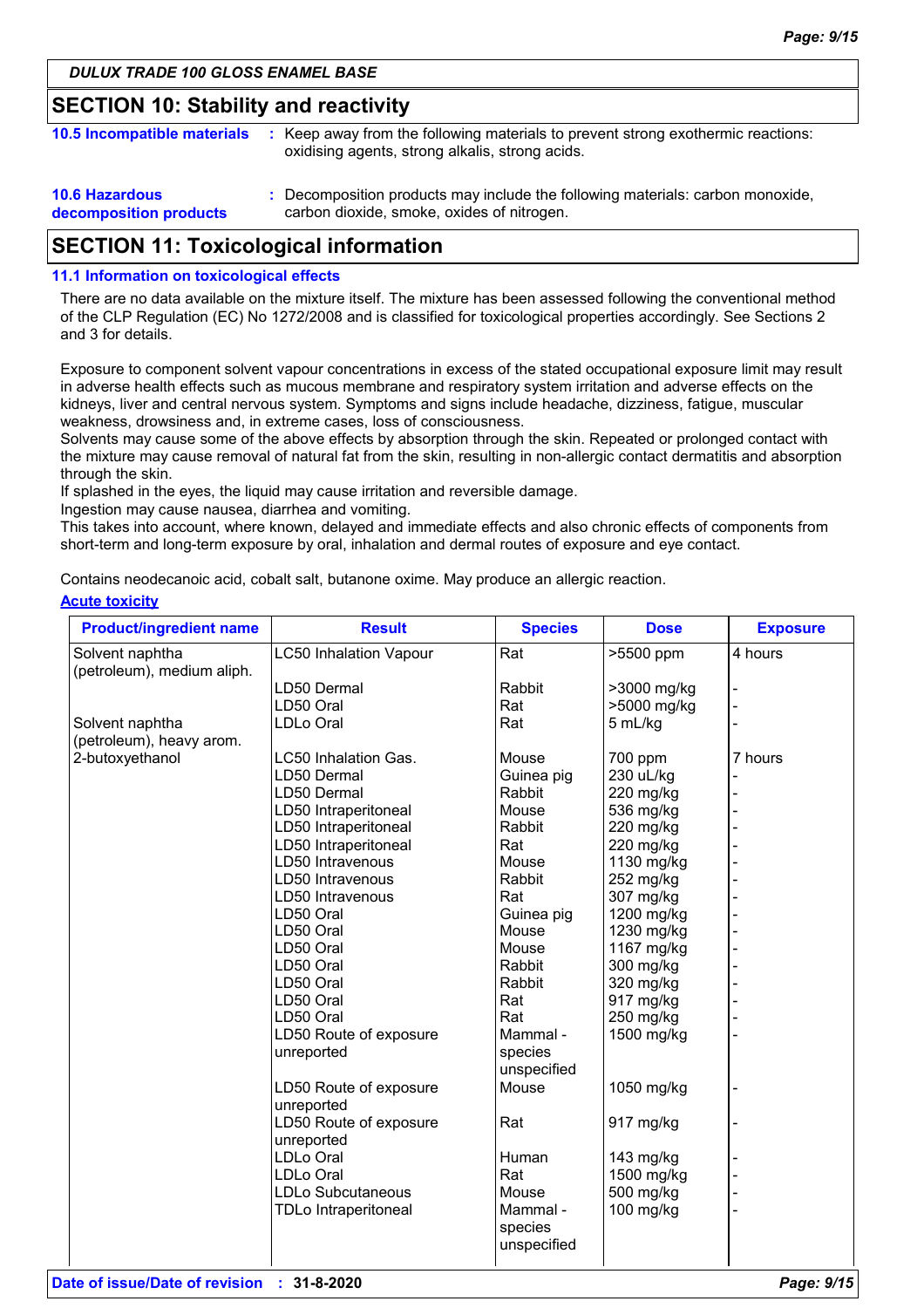DULUX TRADE 100 GLOSS ENAMEL BASE

## SECTION 10: Stability and reactivity

**10.5 Incompatible materials** : Keep away from the following materials to prevent strong exothermic reactions: oxidising agents, strong alkalis, strong acids.

**10.6 Hazardous decomposition products** : Decomposition products may include the following materials: carbon monoxide, carbon dioxide, smoke, oxides of nitrogen.

## SECTION 11: Toxicological information

### 11.1 Information on toxicological effects

There are no data available on the mixture itself. The mixture has been assessed following the conventional method of the CLP Regulation (EC) No 1272/2008 and is classified for toxicological properties accordingly. See Sections 2 and 3 for details.

Exposure to component solvent vapour concentrations in excess of the stated occupational exposure limit may result in adverse health effects such as mucous membrane and respiratory system irritation and adverse effects on the kidneys, liver and central nervous system. Symptoms and signs include headache, dizziness, fatigue, muscular weakness, drowsiness and, in extreme cases, loss of consciousness.
Solvents may cause some of the above effects by absorption through the skin. Repeated or prolonged contact with the mixture may cause removal of natural fat from the skin, resulting in non-allergic contact dermatitis and absorption through the skin.
If splashed in the eyes, the liquid may cause irritation and reversible damage.
Ingestion may cause nausea, diarrhea and vomiting.
This takes into account, where known, delayed and immediate effects and also chronic effects of components from short-term and long-term exposure by oral, inhalation and dermal routes of exposure and eye contact.

Contains neodecanoic acid, cobalt salt, butanone oxime. May produce an allergic reaction.

**Acute toxicity**

| Product/ingredient name | Result | Species | Dose | Exposure |
|---|---|---|---|---|
| Solvent naphtha (petroleum), medium aliph. | LC50 Inhalation Vapour | Rat | >5500 ppm | 4 hours |
| | LD50 Dermal | Rabbit | >3000 mg/kg | - |
| | LD50 Oral | Rat | >5000 mg/kg | - |
| Solvent naphtha (petroleum), heavy arom. | LDLo Oral | Rat | 5 mL/kg | - |
| 2-butoxyethanol | LC50 Inhalation Gas. | Mouse | 700 ppm | 7 hours |
| | LD50 Dermal | Guinea pig | 230 uL/kg | - |
| | LD50 Dermal | Rabbit | 220 mg/kg | - |
| | LD50 Intraperitoneal | Mouse | 536 mg/kg | - |
| | LD50 Intraperitoneal | Rabbit | 220 mg/kg | - |
| | LD50 Intraperitoneal | Rat | 220 mg/kg | - |
| | LD50 Intravenous | Mouse | 1130 mg/kg | - |
| | LD50 Intravenous | Rabbit | 252 mg/kg | - |
| | LD50 Intravenous | Rat | 307 mg/kg | - |
| | LD50 Oral | Guinea pig | 1200 mg/kg | - |
| | LD50 Oral | Mouse | 1230 mg/kg | - |
| | LD50 Oral | Mouse | 1167 mg/kg | - |
| | LD50 Oral | Rabbit | 300 mg/kg | - |
| | LD50 Oral | Rabbit | 320 mg/kg | - |
| | LD50 Oral | Rat | 917 mg/kg | - |
| | LD50 Oral | Rat | 250 mg/kg | - |
| | LD50 Route of exposure unreported | Mammal - species unspecified | 1500 mg/kg | - |
| | LD50 Route of exposure unreported | Mouse | 1050 mg/kg | - |
| | LD50 Route of exposure unreported | Rat | 917 mg/kg | - |
| | LDLo Oral | Human | 143 mg/kg | - |
| | LDLo Oral | Rat | 1500 mg/kg | - |
| | LDLo Subcutaneous | Mouse | 500 mg/kg | - |
| | TDLo Intraperitoneal | Mammal - species unspecified | 100 mg/kg | - |

**Date of issue/Date of revision** : 31-8-2020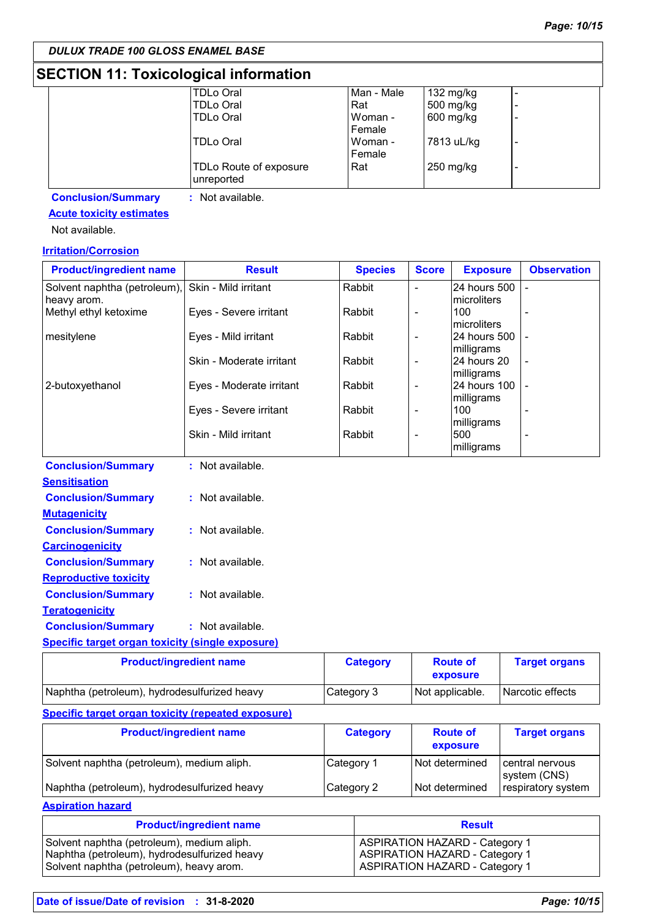## SECTION 11: Toxicological information

| | | | | |
|---|---|---|---|---|
| | TDLo Oral | Man - Male | 132 mg/kg | - |
| | TDLo Oral | Rat | 500 mg/kg | - |
| | TDLo Oral | Woman - Female | 600 mg/kg | - |
| | TDLo Oral | Woman - Female | 7813 uL/kg | - |
| | TDLo Route of exposure unreported | Rat | 250 mg/kg | - |

**Conclusion/Summary** : Not available.

**Acute toxicity estimates**

Not available.

**Irritation/Corrosion**

| Product/ingredient name | Result | Species | Score | Exposure | Observation |
|---|---|---|---|---|---|
| Solvent naphtha (petroleum), heavy arom. | Skin - Mild irritant | Rabbit | - | 24 hours 500 microliters | - |
| Methyl ethyl ketoxime | Eyes - Severe irritant | Rabbit | - | 100 microliters | - |
| mesitylene | Eyes - Mild irritant | Rabbit | - | 24 hours 500 milligrams | - |
| | Skin - Moderate irritant | Rabbit | - | 24 hours 20 milligrams | - |
| 2-butoxyethanol | Eyes - Moderate irritant | Rabbit | - | 24 hours 100 milligrams | - |
| | Eyes - Severe irritant | Rabbit | - | 100 milligrams | - |
| | Skin - Mild irritant | Rabbit | - | 500 milligrams | - |

**Conclusion/Summary** : Not available.

**Sensitisation**

**Conclusion/Summary** : Not available.

**Mutagenicity**

**Conclusion/Summary** : Not available.

**Carcinogenicity**

**Conclusion/Summary** : Not available.

**Reproductive toxicity**

**Conclusion/Summary** : Not available.

**Teratogenicity**

**Conclusion/Summary** : Not available.

**Specific target organ toxicity (single exposure)**

| Product/ingredient name | Category | Route of exposure | Target organs |
|---|---|---|---|
| Naphtha (petroleum), hydrodesulfurized heavy | Category 3 | Not applicable. | Narcotic effects |

**Specific target organ toxicity (repeated exposure)**

| Product/ingredient name | Category | Route of exposure | Target organs |
|---|---|---|---|
| Solvent naphtha (petroleum), medium aliph. | Category 1 | Not determined | central nervous system (CNS) |
| Naphtha (petroleum), hydrodesulfurized heavy | Category 2 | Not determined | respiratory system |

**Aspiration hazard**

| Product/ingredient name | Result |
|---|---|
| Solvent naphtha (petroleum), medium aliph. | ASPIRATION HAZARD - Category 1 |
| Naphtha (petroleum), hydrodesulfurized heavy | ASPIRATION HAZARD - Category 1 |
| Solvent naphtha (petroleum), heavy arom. | ASPIRATION HAZARD - Category 1 |

**Date of issue/Date of revision** : **31-8-2020**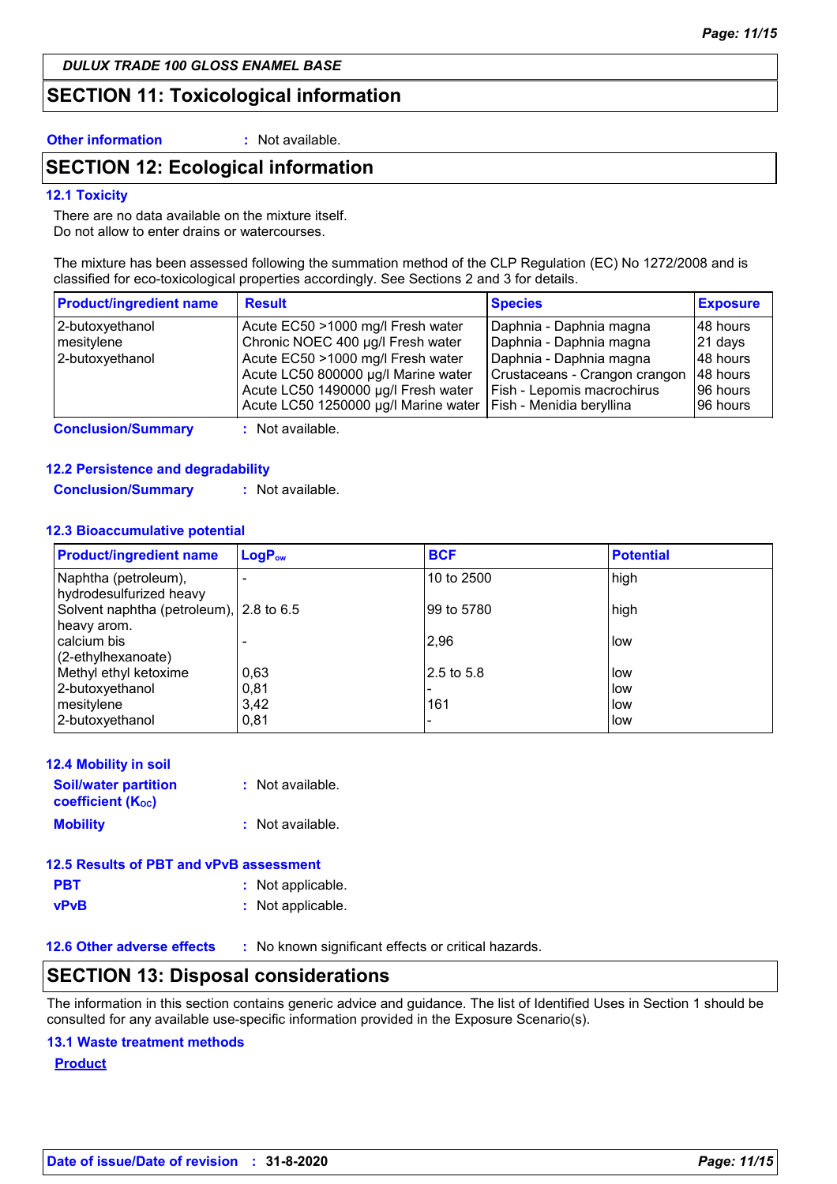DULUX TRADE 100 GLOSS ENAMEL BASE

## SECTION 11: Toxicological information

**Other information** : Not available.

## SECTION 12: Ecological information

### 12.1 Toxicity

There are no data available on the mixture itself.
Do not allow to enter drains or watercourses.

The mixture has been assessed following the summation method of the CLP Regulation (EC) No 1272/2008 and is classified for eco-toxicological properties accordingly. See Sections 2 and 3 for details.

| Product/ingredient name | Result | Species | Exposure |
|---|---|---|---|
| 2-butoxyethanol | Acute EC50 >1000 mg/l Fresh water | Daphnia - Daphnia magna | 48 hours |
| mesitylene | Chronic NOEC 400 µg/l Fresh water | Daphnia - Daphnia magna | 21 days |
| 2-butoxyethanol | Acute EC50 >1000 mg/l Fresh water | Daphnia - Daphnia magna | 48 hours |
| | Acute LC50 800000 µg/l Marine water | Crustaceans - Crangon crangon | 48 hours |
| | Acute LC50 1490000 µg/l Fresh water | Fish - Lepomis macrochirus | 96 hours |
| | Acute LC50 1250000 µg/l Marine water | Fish - Menidia beryllina | 96 hours |

**Conclusion/Summary** : Not available.

### 12.2 Persistence and degradability

**Conclusion/Summary** : Not available.

### 12.3 Bioaccumulative potential

| Product/ingredient name | $LogP_{ow}$ | BCF | Potential |
|---|---|---|---|
| Naphtha (petroleum), hydrodesulfurized heavy | - | 10 to 2500 | high |
| Solvent naphtha (petroleum), heavy arom. | 2.8 to 6.5 | 99 to 5780 | high |
| calcium bis (2-ethylhexanoate) | - | 2,96 | low |
| Methyl ethyl ketoxime | 0,63 | 2.5 to 5.8 | low |
| 2-butoxyethanol | 0,81 | - | low |
| mesitylene | 3,42 | 161 | low |
| 2-butoxyethanol | 0,81 | - | low |

### 12.4 Mobility in soil

**Soil/water partition coefficient ($K_{OC}$)** : Not available.

**Mobility** : Not available.

### 12.5 Results of PBT and vPvB assessment

**PBT** : Not applicable.

**vPvB** : Not applicable.

### 12.6 Other adverse effects

: No known significant effects or critical hazards.

## SECTION 13: Disposal considerations

The information in this section contains generic advice and guidance. The list of Identified Uses in Section 1 should be consulted for any available use-specific information provided in the Exposure Scenario(s).

### 13.1 Waste treatment methods

**Product**

**Date of issue/Date of revision** : **31-8-2020**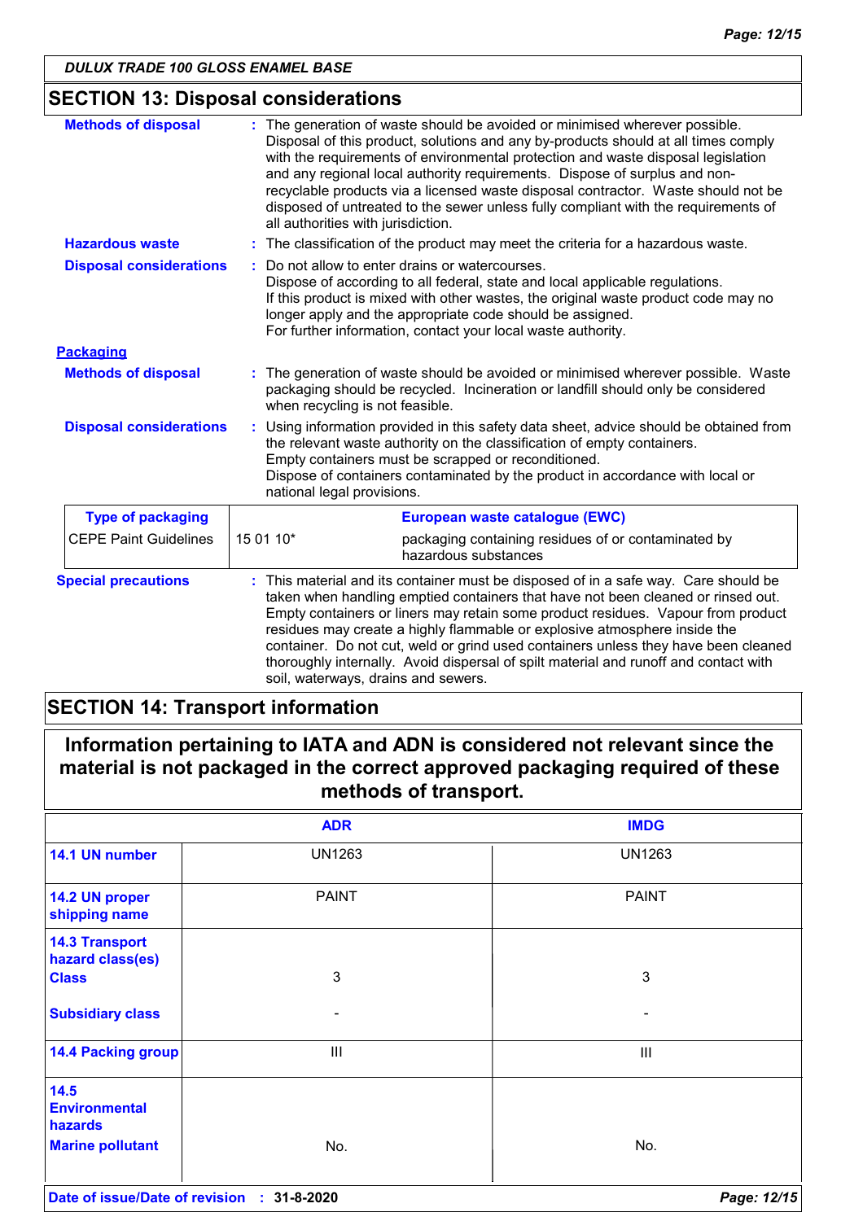## SECTION 13: Disposal considerations

**Methods of disposal** : The generation of waste should be avoided or minimised wherever possible. Disposal of this product, solutions and any by-products should at all times comply with the requirements of environmental protection and waste disposal legislation and any regional local authority requirements. Dispose of surplus and non-recyclable products via a licensed waste disposal contractor. Waste should not be disposed of untreated to the sewer unless fully compliant with the requirements of all authorities with jurisdiction.

**Hazardous waste** : The classification of the product may meet the criteria for a hazardous waste.

**Disposal considerations** : Do not allow to enter drains or watercourses.
Dispose of according to all federal, state and local applicable regulations.
If this product is mixed with other wastes, the original waste product code may no longer apply and the appropriate code should be assigned.
For further information, contact your local waste authority.

### Packaging

**Methods of disposal** : The generation of waste should be avoided or minimised wherever possible. Waste packaging should be recycled. Incineration or landfill should only be considered when recycling is not feasible.

**Disposal considerations** : Using information provided in this safety data sheet, advice should be obtained from the relevant waste authority on the classification of empty containers.
Empty containers must be scrapped or reconditioned.
Dispose of containers contaminated by the product in accordance with local or national legal provisions.

| Type of packaging | European waste catalogue (EWC) | |
|---|---|---|
| CEPE Paint Guidelines | 15 01 10* | packaging containing residues of or contaminated by hazardous substances |

**Special precautions** : This material and its container must be disposed of in a safe way. Care should be taken when handling emptied containers that have not been cleaned or rinsed out. Empty containers or liners may retain some product residues. Vapour from product residues may create a highly flammable or explosive atmosphere inside the container. Do not cut, weld or grind used containers unless they have been cleaned thoroughly internally. Avoid dispersal of spilt material and runoff and contact with soil, waterways, drains and sewers.

## SECTION 14: Transport information

**Information pertaining to IATA and ADN is considered not relevant since the material is not packaged in the correct approved packaging required of these methods of transport.**

| | ADR | IMDG |
|---|---|---|
| 14.1 UN number | UN1263 | UN1263 |
| 14.2 UN proper shipping name | PAINT | PAINT |
| 14.3 Transport hazard class(es) Class | 3 | 3 |
| Subsidiary class | - | - |
| 14.4 Packing group | III | III |
| 14.5 Environmental hazards Marine pollutant | No. | No. |

**Date of issue/Date of revision** : **31-8-2020**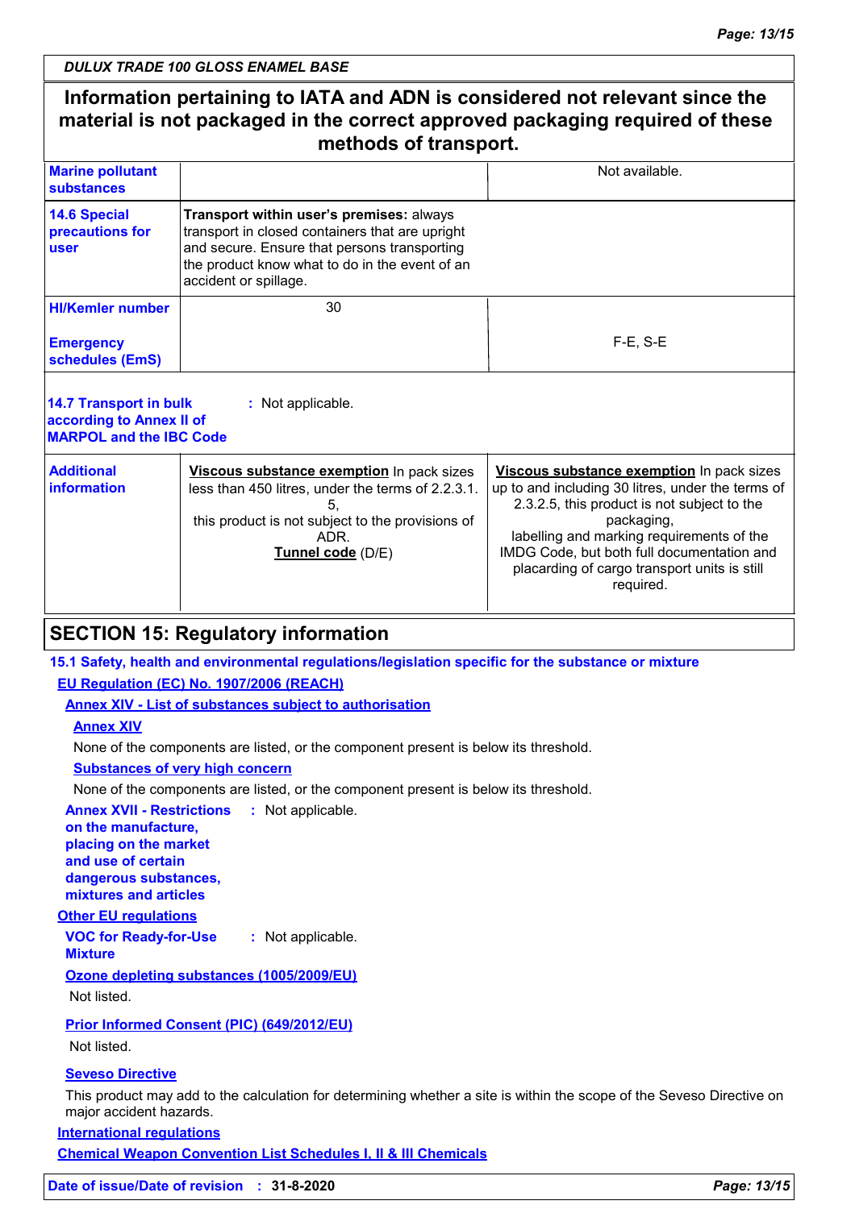**Information pertaining to IATA and ADN is considered not relevant since the material is not packaged in the correct approved packaging required of these methods of transport.**

| | | |
|---|---|---|
| **Marine pollutant substances** | | Not available. |
| **14.6 Special precautions for user** | **Transport within user's premises:** always transport in closed containers that are upright and secure. Ensure that persons transporting the product know what to do in the event of an accident or spillage. | |
| **HI/Kemler number** | 30 | |
| **Emergency schedules (EmS)** | | F-E, S-E |

**14.7 Transport in bulk according to Annex II of MARPOL and the IBC Code** : Not applicable.

| | | |
|---|---|---|
| **Additional information** | **Viscous substance exemption** In pack sizes less than 450 litres, under the terms of 2.2.3.1.5, this product is not subject to the provisions of ADR. **Tunnel code** (D/E) | **Viscous substance exemption** In pack sizes up to and including 30 litres, under the terms of 2.3.2.5, this product is not subject to the packaging, labelling and marking requirements of the IMDG Code, but both full documentation and placarding of cargo transport units is still required. |

## SECTION 15: Regulatory information

### 15.1 Safety, health and environmental regulations/legislation specific for the substance or mixture

**EU Regulation (EC) No. 1907/2006 (REACH)**

**Annex XIV - List of substances subject to authorisation**

**Annex XIV**

None of the components are listed, or the component present is below its threshold.

**Substances of very high concern**

None of the components are listed, or the component present is below its threshold.

**Annex XVII - Restrictions on the manufacture, placing on the market and use of certain dangerous substances, mixtures and articles** : Not applicable.

**Other EU regulations**

**VOC for Ready-for-Use Mixture** : Not applicable.

**Ozone depleting substances (1005/2009/EU)**

Not listed.

**Prior Informed Consent (PIC) (649/2012/EU)**

Not listed.

**Seveso Directive**

This product may add to the calculation for determining whether a site is within the scope of the Seveso Directive on major accident hazards.

**International regulations**

**Chemical Weapon Convention List Schedules I, II & III Chemicals**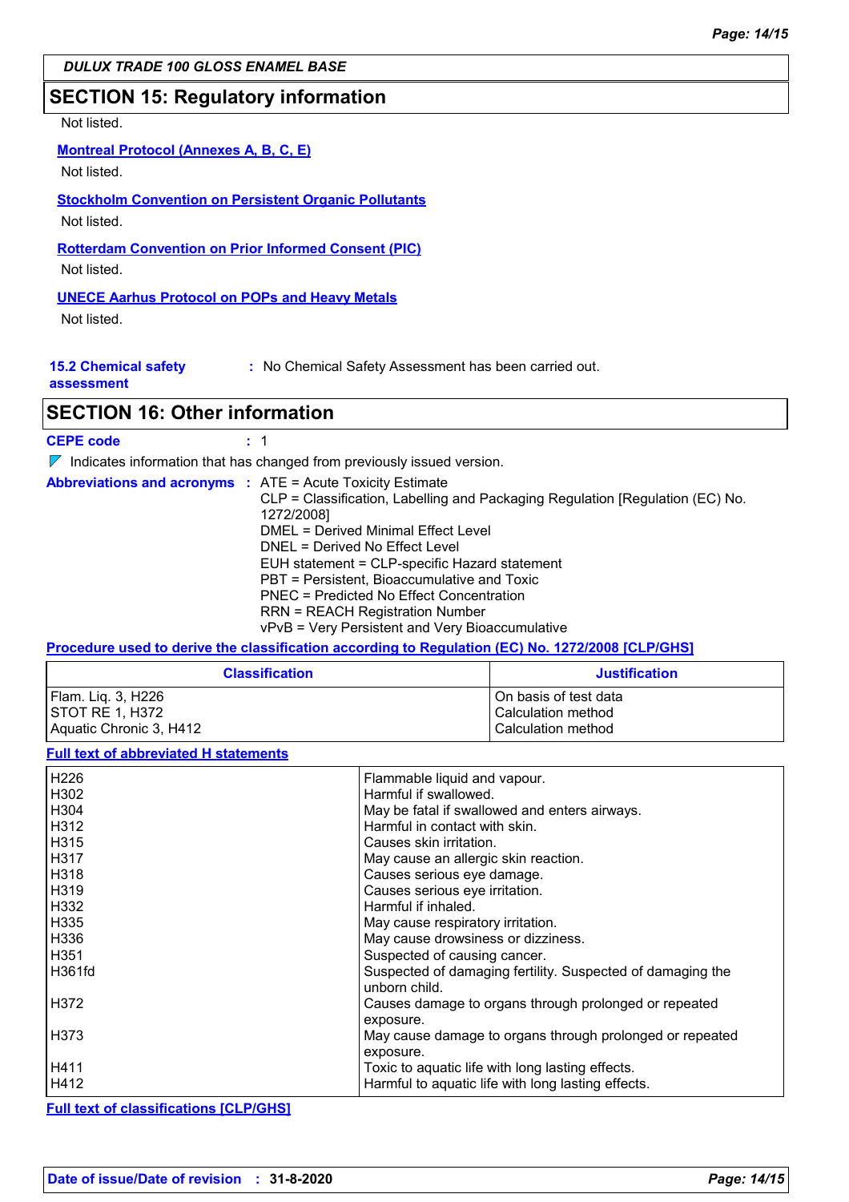DULUX TRADE 100 GLOSS ENAMEL BASE

## SECTION 15: Regulatory information

Not listed.

**Montreal Protocol (Annexes A, B, C, E)**

Not listed.

**Stockholm Convention on Persistent Organic Pollutants**

Not listed.

**Rotterdam Convention on Prior Informed Consent (PIC)**

Not listed.

**UNECE Aarhus Protocol on POPs and Heavy Metals**

Not listed.

**15.2 Chemical safety assessment** : No Chemical Safety Assessment has been carried out.

## SECTION 16: Other information

**CEPE code** : 1

Indicates information that has changed from previously issued version.

**Abbreviations and acronyms** :
ATE = Acute Toxicity Estimate
CLP = Classification, Labelling and Packaging Regulation [Regulation (EC) No. 1272/2008]
DMEL = Derived Minimal Effect Level
DNEL = Derived No Effect Level
EUH statement = CLP-specific Hazard statement
PBT = Persistent, Bioaccumulative and Toxic
PNEC = Predicted No Effect Concentration
RRN = REACH Registration Number
vPvB = Very Persistent and Very Bioaccumulative

**Procedure used to derive the classification according to Regulation (EC) No. 1272/2008 [CLP/GHS]**

| Classification | Justification |
|---|---|
| Flam. Liq. 3, H226 | On basis of test data |
| STOT RE 1, H372 | Calculation method |
| Aquatic Chronic 3, H412 | Calculation method |

**Full text of abbreviated H statements**

| | |
|---|---|
| H226 | Flammable liquid and vapour. |
| H302 | Harmful if swallowed. |
| H304 | May be fatal if swallowed and enters airways. |
| H312 | Harmful in contact with skin. |
| H315 | Causes skin irritation. |
| H317 | May cause an allergic skin reaction. |
| H318 | Causes serious eye damage. |
| H319 | Causes serious eye irritation. |
| H332 | Harmful if inhaled. |
| H335 | May cause respiratory irritation. |
| H336 | May cause drowsiness or dizziness. |
| H351 | Suspected of causing cancer. |
| H361fd | Suspected of damaging fertility. Suspected of damaging the unborn child. |
| H372 | Causes damage to organs through prolonged or repeated exposure. |
| H373 | May cause damage to organs through prolonged or repeated exposure. |
| H411 | Toxic to aquatic life with long lasting effects. |
| H412 | Harmful to aquatic life with long lasting effects. |

**Full text of classifications [CLP/GHS]**

**Date of issue/Date of revision** : 31-8-2020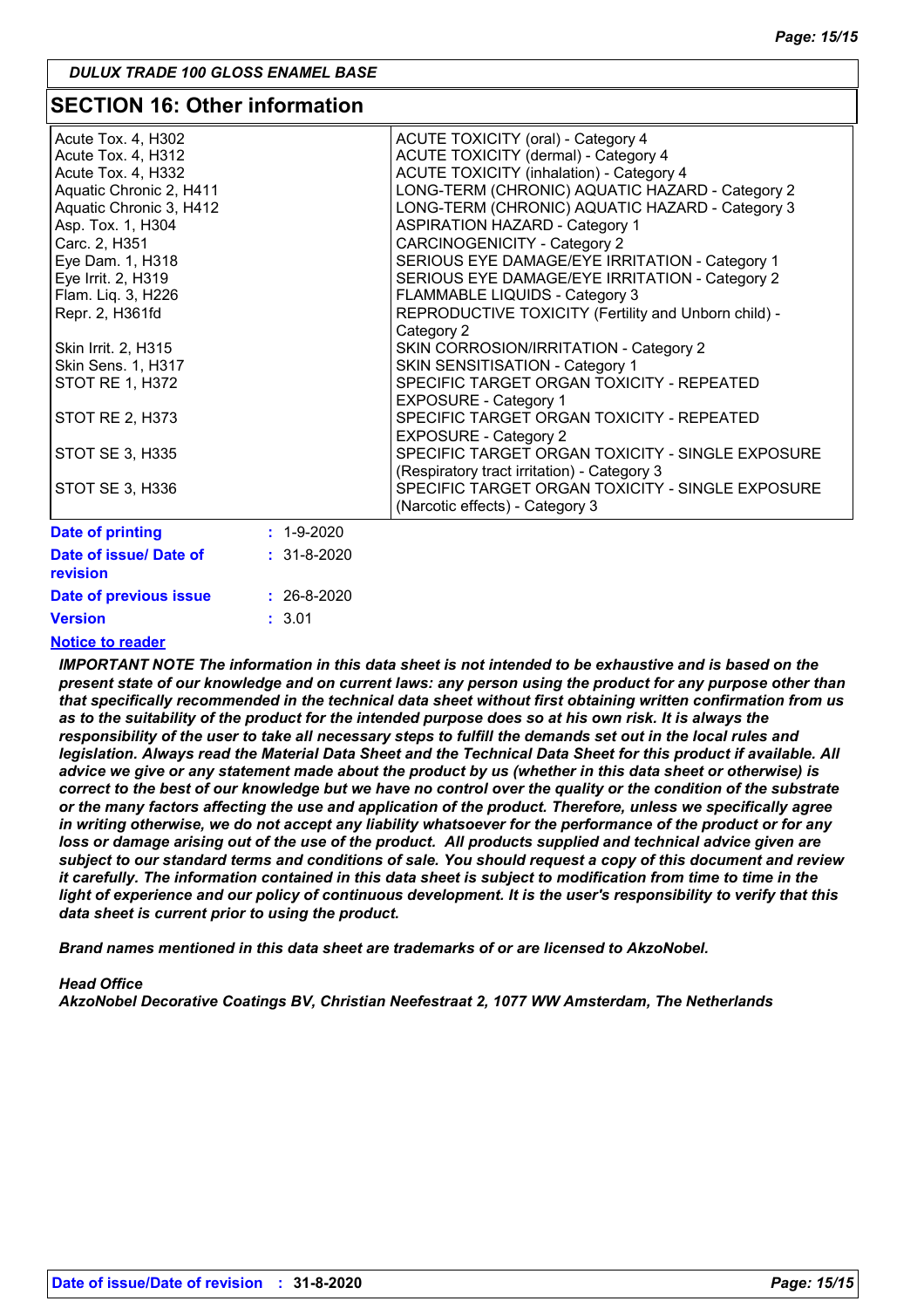## SECTION 16: Other information

| | |
|---|---|
| Acute Tox. 4, H302 | ACUTE TOXICITY (oral) - Category 4 |
| Acute Tox. 4, H312 | ACUTE TOXICITY (dermal) - Category 4 |
| Acute Tox. 4, H332 | ACUTE TOXICITY (inhalation) - Category 4 |
| Aquatic Chronic 2, H411 | LONG-TERM (CHRONIC) AQUATIC HAZARD - Category 2 |
| Aquatic Chronic 3, H412 | LONG-TERM (CHRONIC) AQUATIC HAZARD - Category 3 |
| Asp. Tox. 1, H304 | ASPIRATION HAZARD - Category 1 |
| Carc. 2, H351 | CARCINOGENICITY - Category 2 |
| Eye Dam. 1, H318 | SERIOUS EYE DAMAGE/EYE IRRITATION - Category 1 |
| Eye Irrit. 2, H319 | SERIOUS EYE DAMAGE/EYE IRRITATION - Category 2 |
| Flam. Liq. 3, H226 | FLAMMABLE LIQUIDS - Category 3 |
| Repr. 2, H361fd | REPRODUCTIVE TOXICITY (Fertility and Unborn child) - Category 2 |
| Skin Irrit. 2, H315 | SKIN CORROSION/IRRITATION - Category 2 |
| Skin Sens. 1, H317 | SKIN SENSITISATION - Category 1 |
| STOT RE 1, H372 | SPECIFIC TARGET ORGAN TOXICITY - REPEATED EXPOSURE - Category 1 |
| STOT RE 2, H373 | SPECIFIC TARGET ORGAN TOXICITY - REPEATED EXPOSURE - Category 2 |
| STOT SE 3, H335 | SPECIFIC TARGET ORGAN TOXICITY - SINGLE EXPOSURE (Respiratory tract irritation) - Category 3 |
| STOT SE 3, H336 | SPECIFIC TARGET ORGAN TOXICITY - SINGLE EXPOSURE (Narcotic effects) - Category 3 |

**Date of printing** : 1-9-2020

**Date of issue/ Date of revision** : 31-8-2020

**Date of previous issue** : 26-8-2020

**Version** : 3.01

**Notice to reader**

***IMPORTANT NOTE The information in this data sheet is not intended to be exhaustive and is based on the present state of our knowledge and on current laws: any person using the product for any purpose other than that specifically recommended in the technical data sheet without first obtaining written confirmation from us as to the suitability of the product for the intended purpose does so at his own risk. It is always the responsibility of the user to take all necessary steps to fulfill the demands set out in the local rules and legislation. Always read the Material Data Sheet and the Technical Data Sheet for this product if available. All advice we give or any statement made about the product by us (whether in this data sheet or otherwise) is correct to the best of our knowledge but we have no control over the quality or the condition of the substrate or the many factors affecting the use and application of the product. Therefore, unless we specifically agree in writing otherwise, we do not accept any liability whatsoever for the performance of the product or for any loss or damage arising out of the use of the product. All products supplied and technical advice given are subject to our standard terms and conditions of sale. You should request a copy of this document and review it carefully. The information contained in this data sheet is subject to modification from time to time in the light of experience and our policy of continuous development. It is the user's responsibility to verify that this data sheet is current prior to using the product.***

***Brand names mentioned in this data sheet are trademarks of or are licensed to AkzoNobel.***

***Head Office***
***AkzoNobel Decorative Coatings BV, Christian Neefestraat 2, 1077 WW Amsterdam, The Netherlands***